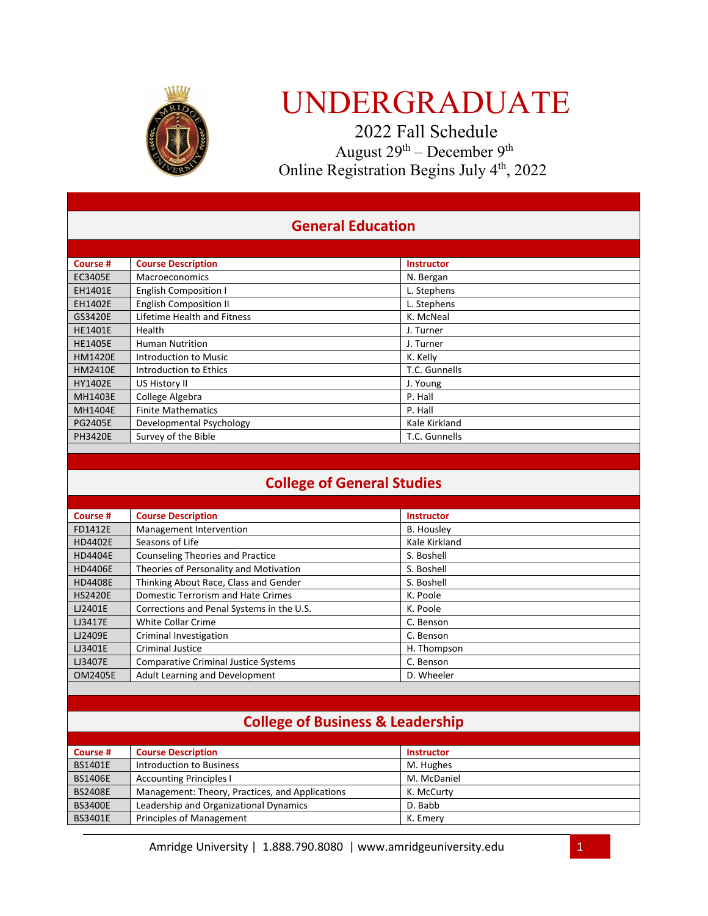# UNDERGRADUATE

2022 Fall Schedule

August 29th – December 9th

Online Registration Begins July 4th, 2022

## General Education

| Course # | Course Description | Instructor |
|---|---|---|
| EC3405E | Macroeconomics | N. Bergan |
| EH1401E | English Composition I | L. Stephens |
| EH1402E | English Composition II | L. Stephens |
| GS3420E | Lifetime Health and Fitness | K. McNeal |
| HE1401E | Health | J. Turner |
| HE1405E | Human Nutrition | J. Turner |
| HM1420E | Introduction to Music | K. Kelly |
| HM2410E | Introduction to Ethics | T.C. Gunnells |
| HY1402E | US History II | J. Young |
| MH1403E | College Algebra | P. Hall |
| MH1404E | Finite Mathematics | P. Hall |
| PG2405E | Developmental Psychology | Kale Kirkland |
| PH3420E | Survey of the Bible | T.C. Gunnells |

## College of General Studies

| Course # | Course Description | Instructor |
|---|---|---|
| FD1412E | Management Intervention | B. Housley |
| HD4402E | Seasons of Life | Kale Kirkland |
| HD4404E | Counseling Theories and Practice | S. Boshell |
| HD4406E | Theories of Personality and Motivation | S. Boshell |
| HD4408E | Thinking About Race, Class and Gender | S. Boshell |
| HS2420E | Domestic Terrorism and Hate Crimes | K. Poole |
| LJ2401E | Corrections and Penal Systems in the U.S. | K. Poole |
| LJ3417E | White Collar Crime | C. Benson |
| LJ2409E | Criminal Investigation | C. Benson |
| LJ3401E | Criminal Justice | H. Thompson |
| LJ3407E | Comparative Criminal Justice Systems | C. Benson |
| OM2405E | Adult Learning and Development | D. Wheeler |

## College of Business & Leadership

| Course # | Course Description | Instructor |
|---|---|---|
| BS1401E | Introduction to Business | M. Hughes |
| BS1406E | Accounting Principles I | M. McDaniel |
| BS2408E | Management: Theory, Practices, and Applications | K. McCurty |
| BS3400E | Leadership and Organizational Dynamics | D. Babb |
| BS3401E | Principles of Management | K. Emery |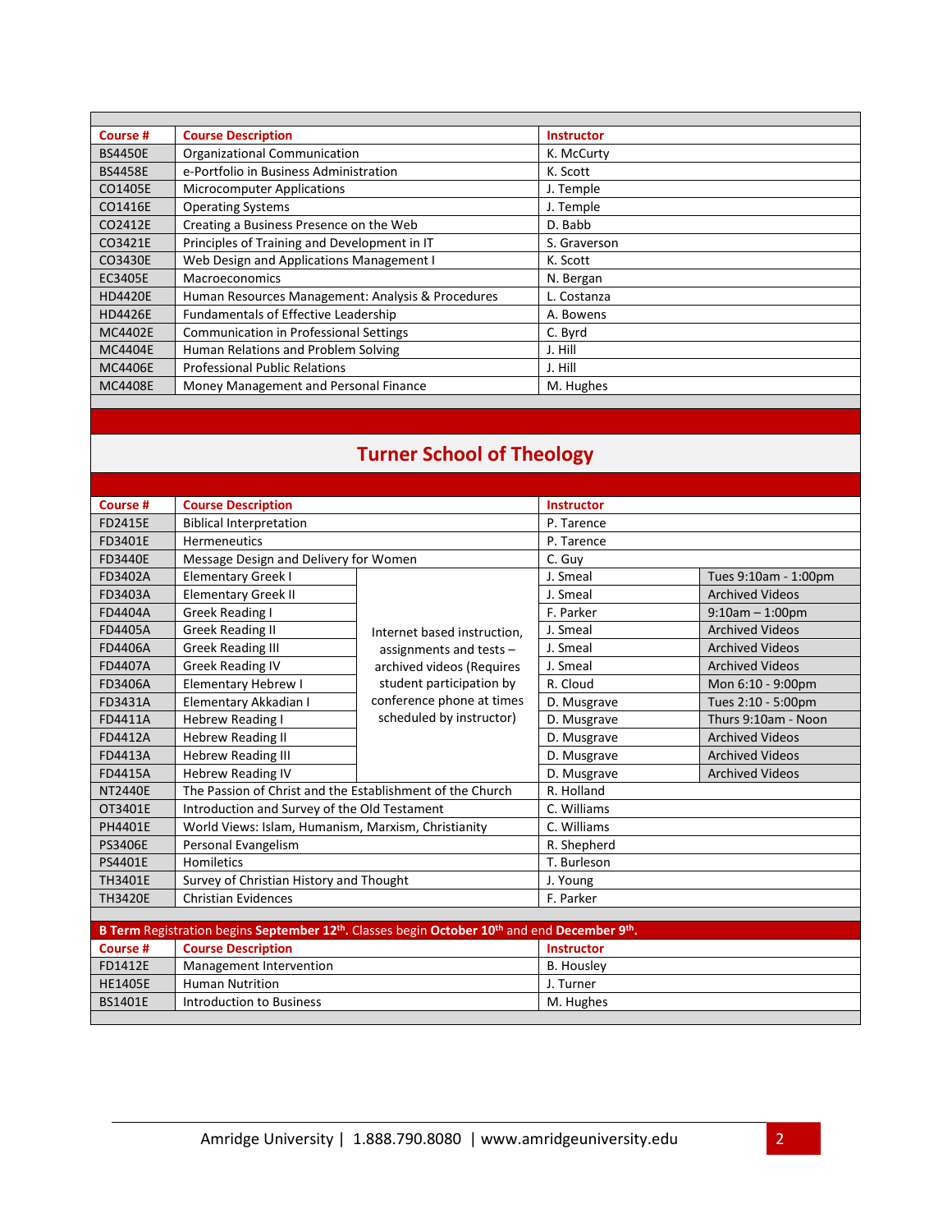| Course # | Course Description | Instructor |
|---|---|---|
| BS4450E | Organizational Communication | K. McCurty |
| BS4458E | e-Portfolio in Business Administration | K. Scott |
| CO1405E | Microcomputer Applications | J. Temple |
| CO1416E | Operating Systems | J. Temple |
| CO2412E | Creating a Business Presence on the Web | D. Babb |
| CO3421E | Principles of Training and Development in IT | S. Graverson |
| CO3430E | Web Design and Applications Management I | K. Scott |
| EC3405E | Macroeconomics | N. Bergan |
| HD4420E | Human Resources Management: Analysis & Procedures | L. Costanza |
| HD4426E | Fundamentals of Effective Leadership | A. Bowens |
| MC4402E | Communication in Professional Settings | C. Byrd |
| MC4404E | Human Relations and Problem Solving | J. Hill |
| MC4406E | Professional Public Relations | J. Hill |
| MC4408E | Money Management and Personal Finance | M. Hughes |

## Turner School of Theology

| Course # | Course Description | | Instructor | |
|---|---|---|---|---|
| FD2415E | Biblical Interpretation | | P. Tarence | |
| FD3401E | Hermeneutics | | P. Tarence | |
| FD3440E | Message Design and Delivery for Women | | C. Guy | |
| FD3402A | Elementary Greek I | Internet based instruction, assignments and tests – archived videos (Requires student participation by conference phone at times scheduled by instructor) | J. Smeal | Tues 9:10am - 1:00pm |
| FD3403A | Elementary Greek II | | J. Smeal | Archived Videos |
| FD4404A | Greek Reading I | | F. Parker | 9:10am – 1:00pm |
| FD4405A | Greek Reading II | | J. Smeal | Archived Videos |
| FD4406A | Greek Reading III | | J. Smeal | Archived Videos |
| FD4407A | Greek Reading IV | | J. Smeal | Archived Videos |
| FD3406A | Elementary Hebrew I | | R. Cloud | Mon 6:10 - 9:00pm |
| FD3431A | Elementary Akkadian I | | D. Musgrave | Tues 2:10 - 5:00pm |
| FD4411A | Hebrew Reading I | | D. Musgrave | Thurs 9:10am - Noon |
| FD4412A | Hebrew Reading II | | D. Musgrave | Archived Videos |
| FD4413A | Hebrew Reading III | | D. Musgrave | Archived Videos |
| FD4415A | Hebrew Reading IV | | D. Musgrave | Archived Videos |
| NT2440E | The Passion of Christ and the Establishment of the Church | | R. Holland | |
| OT3401E | Introduction and Survey of the Old Testament | | C. Williams | |
| PH4401E | World Views: Islam, Humanism, Marxism, Christianity | | C. Williams | |
| PS3406E | Personal Evangelism | | R. Shepherd | |
| PS4401E | Homiletics | | T. Burleson | |
| TH3401E | Survey of Christian History and Thought | | J. Young | |
| TH3420E | Christian Evidences | | F. Parker | |

**B Term** Registration begins **September 12th**. Classes begin **October 10th** and end **December 9th**.

| Course # | Course Description | Instructor |
|---|---|---|
| FD1412E | Management Intervention | B. Housley |
| HE1405E | Human Nutrition | J. Turner |
| BS1401E | Introduction to Business | M. Hughes |

Amridge University | 1.888.790.8080 | www.amridgeuniversity.edu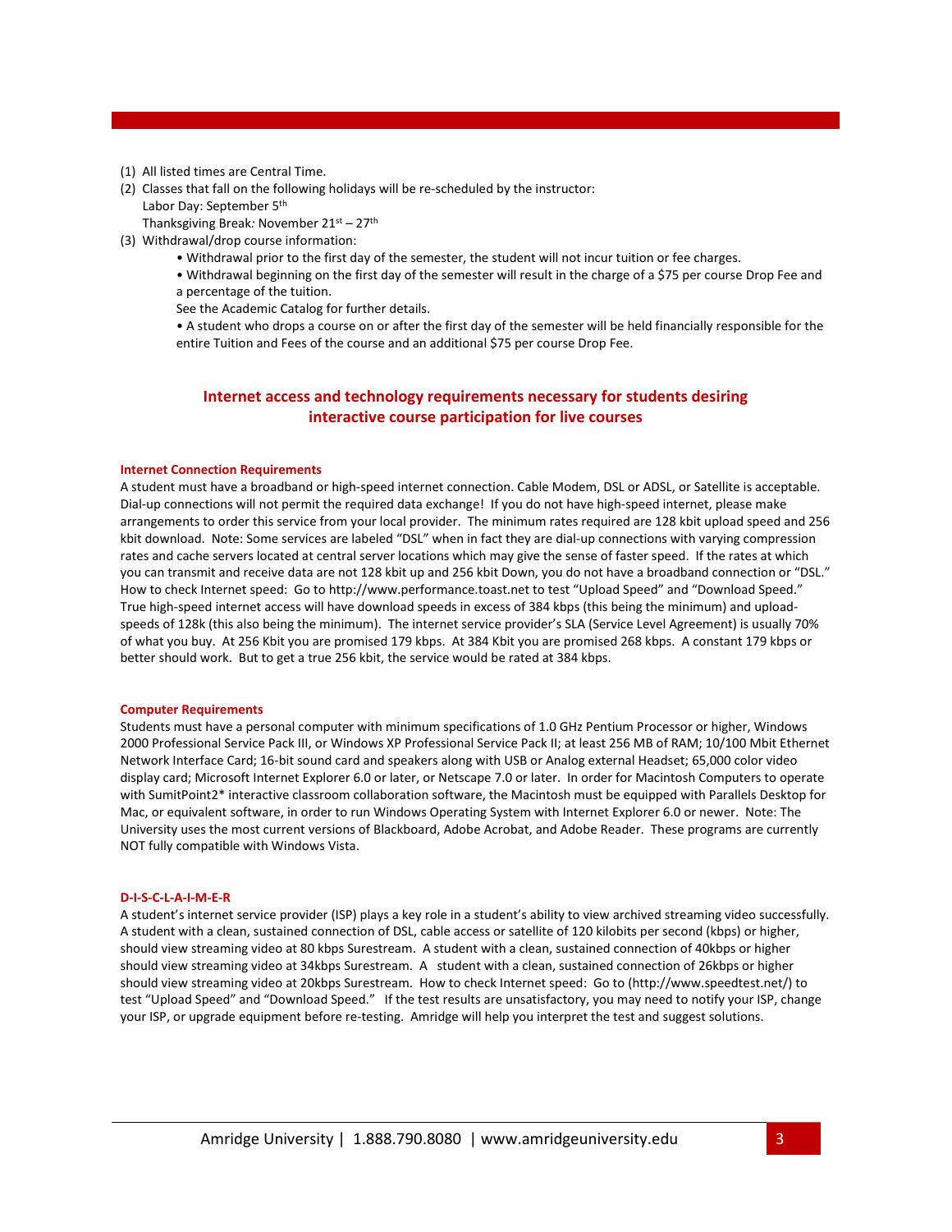(1) All listed times are Central Time.

(2) Classes that fall on the following holidays will be re-scheduled by the instructor:
Labor Day: September 5th
Thanksgiving Break: November 21st – 27th

(3) Withdrawal/drop course information:

- Withdrawal prior to the first day of the semester, the student will not incur tuition or fee charges.
- Withdrawal beginning on the first day of the semester will result in the charge of a $75 per course Drop Fee and a percentage of the tuition.
  See the Academic Catalog for further details.
- A student who drops a course on or after the first day of the semester will be held financially responsible for the entire Tuition and Fees of the course and an additional $75 per course Drop Fee.

## Internet access and technology requirements necessary for students desiring interactive course participation for live courses

### Internet Connection Requirements

A student must have a broadband or high-speed internet connection. Cable Modem, DSL or ADSL, or Satellite is acceptable. Dial-up connections will not permit the required data exchange! If you do not have high-speed internet, please make arrangements to order this service from your local provider. The minimum rates required are 128 kbit upload speed and 256 kbit download. Note: Some services are labeled "DSL" when in fact they are dial-up connections with varying compression rates and cache servers located at central server locations which may give the sense of faster speed. If the rates at which you can transmit and receive data are not 128 kbit up and 256 kbit Down, you do not have a broadband connection or "DSL." How to check Internet speed: Go to http://www.performance.toast.net to test "Upload Speed" and "Download Speed." True high-speed internet access will have download speeds in excess of 384 kbps (this being the minimum) and upload-speeds of 128k (this also being the minimum). The internet service provider's SLA (Service Level Agreement) is usually 70% of what you buy. At 256 Kbit you are promised 179 kbps. At 384 Kbit you are promised 268 kbps. A constant 179 kbps or better should work. But to get a true 256 kbit, the service would be rated at 384 kbps.

### Computer Requirements

Students must have a personal computer with minimum specifications of 1.0 GHz Pentium Processor or higher, Windows 2000 Professional Service Pack III, or Windows XP Professional Service Pack II; at least 256 MB of RAM; 10/100 Mbit Ethernet Network Interface Card; 16-bit sound card and speakers along with USB or Analog external Headset; 65,000 color video display card; Microsoft Internet Explorer 6.0 or later, or Netscape 7.0 or later. In order for Macintosh Computers to operate with SumitPoint2* interactive classroom collaboration software, the Macintosh must be equipped with Parallels Desktop for Mac, or equivalent software, in order to run Windows Operating System with Internet Explorer 6.0 or newer. Note: The University uses the most current versions of Blackboard, Adobe Acrobat, and Adobe Reader. These programs are currently NOT fully compatible with Windows Vista.

### D-I-S-C-L-A-I-M-E-R

A student's internet service provider (ISP) plays a key role in a student's ability to view archived streaming video successfully. A student with a clean, sustained connection of DSL, cable access or satellite of 120 kilobits per second (kbps) or higher, should view streaming video at 80 kbps Surestream. A student with a clean, sustained connection of 40kbps or higher should view streaming video at 34kbps Surestream. A student with a clean, sustained connection of 26kbps or higher should view streaming video at 20kbps Surestream. How to check Internet speed: Go to (http://www.speedtest.net/) to test "Upload Speed" and "Download Speed." If the test results are unsatisfactory, you may need to notify your ISP, change your ISP, or upgrade equipment before re-testing. Amridge will help you interpret the test and suggest solutions.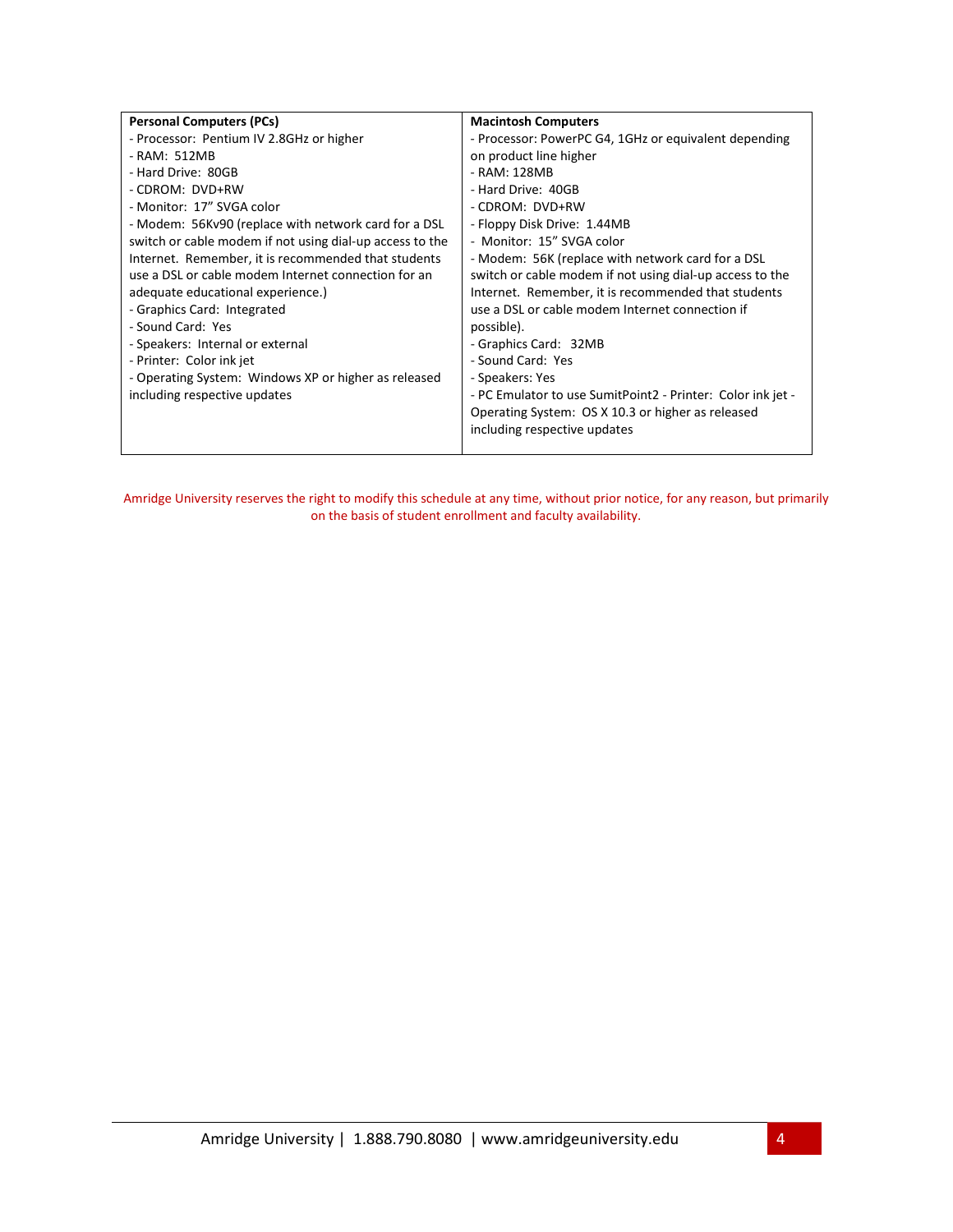| Personal Computers (PCs) | Macintosh Computers |
|---|---|
| - Processor: Pentium IV 2.8GHz or higher<br>- RAM: 512MB<br>- Hard Drive: 80GB<br>- CDROM: DVD+RW<br>- Monitor: 17" SVGA color<br>- Modem: 56Kv90 (replace with network card for a DSL switch or cable modem if not using dial-up access to the Internet. Remember, it is recommended that students use a DSL or cable modem Internet connection for an adequate educational experience.)<br>- Graphics Card: Integrated<br>- Sound Card: Yes<br>- Speakers: Internal or external<br>- Printer: Color ink jet<br>- Operating System: Windows XP or higher as released including respective updates | - Processor: PowerPC G4, 1GHz or equivalent depending on product line higher<br>- RAM: 128MB<br>- Hard Drive: 40GB<br>- CDROM: DVD+RW<br>- Floppy Disk Drive: 1.44MB<br>- Monitor: 15" SVGA color<br>- Modem: 56K (replace with network card for a DSL switch or cable modem if not using dial-up access to the Internet. Remember, it is recommended that students use a DSL or cable modem Internet connection if possible).<br>- Graphics Card: 32MB<br>- Sound Card: Yes<br>- Speakers: Yes<br>- PC Emulator to use SumitPoint2 - Printer: Color ink jet - Operating System: OS X 10.3 or higher as released including respective updates |

Amridge University reserves the right to modify this schedule at any time, without prior notice, for any reason, but primarily on the basis of student enrollment and faculty availability.